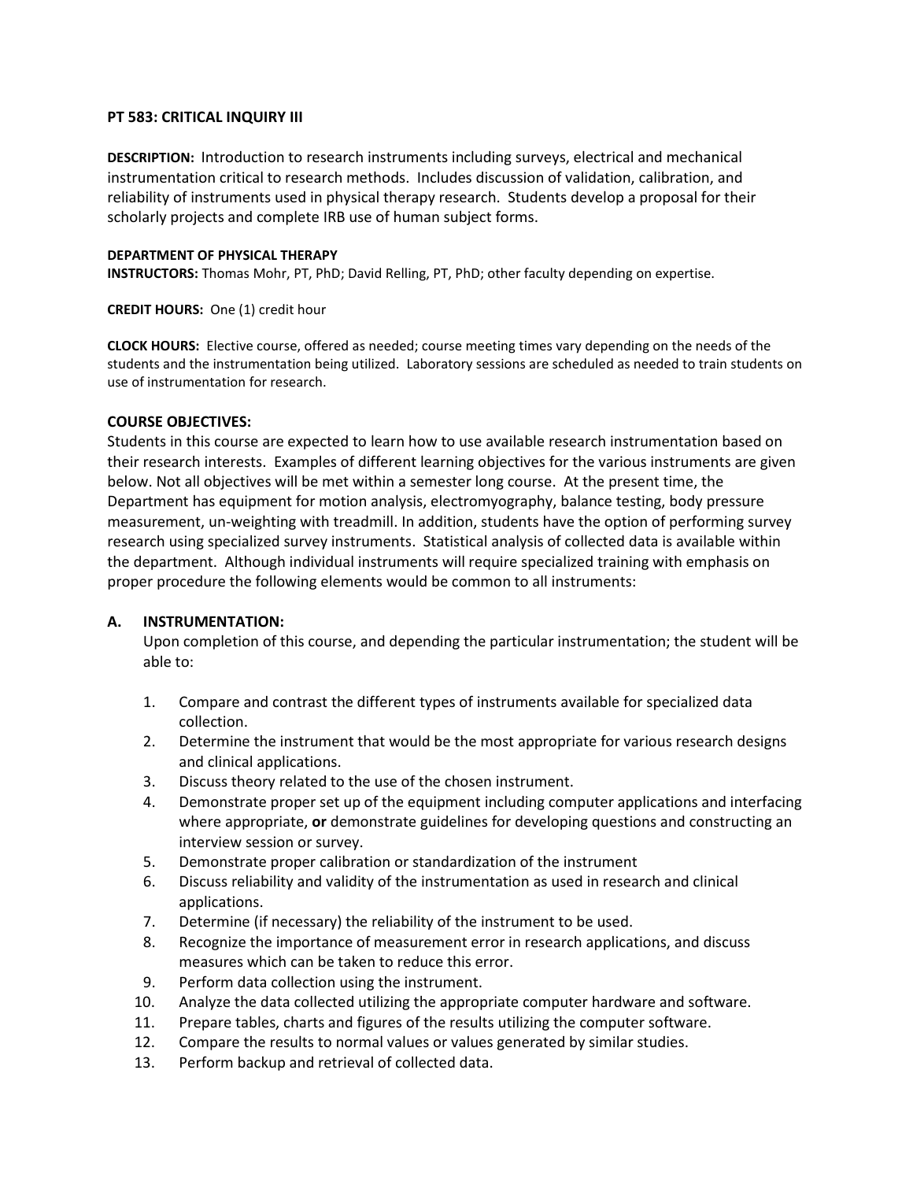# PT 583: CRITICAL INQUIRY III

**DESCRIPTION:** Introduction to research instruments including surveys, electrical and mechanical instrumentation critical to research methods. Includes discussion of validation, calibration, and reliability of instruments used in physical therapy research. Students develop a proposal for their scholarly projects and complete IRB use of human subject forms.

**DEPARTMENT OF PHYSICAL THERAPY**
**INSTRUCTORS:** Thomas Mohr, PT, PhD; David Relling, PT, PhD; other faculty depending on expertise.

**CREDIT HOURS:** One (1) credit hour

**CLOCK HOURS:** Elective course, offered as needed; course meeting times vary depending on the needs of the students and the instrumentation being utilized. Laboratory sessions are scheduled as needed to train students on use of instrumentation for research.

## COURSE OBJECTIVES:

Students in this course are expected to learn how to use available research instrumentation based on their research interests. Examples of different learning objectives for the various instruments are given below. Not all objectives will be met within a semester long course. At the present time, the Department has equipment for motion analysis, electromyography, balance testing, body pressure measurement, un-weighting with treadmill. In addition, students have the option of performing survey research using specialized survey instruments. Statistical analysis of collected data is available within the department. Although individual instruments will require specialized training with emphasis on proper procedure the following elements would be common to all instruments:

### A. INSTRUMENTATION:

Upon completion of this course, and depending the particular instrumentation; the student will be able to:

1. Compare and contrast the different types of instruments available for specialized data collection.
2. Determine the instrument that would be the most appropriate for various research designs and clinical applications.
3. Discuss theory related to the use of the chosen instrument.
4. Demonstrate proper set up of the equipment including computer applications and interfacing where appropriate, **or** demonstrate guidelines for developing questions and constructing an interview session or survey.
5. Demonstrate proper calibration or standardization of the instrument
6. Discuss reliability and validity of the instrumentation as used in research and clinical applications.
7. Determine (if necessary) the reliability of the instrument to be used.
8. Recognize the importance of measurement error in research applications, and discuss measures which can be taken to reduce this error.
9. Perform data collection using the instrument.
10. Analyze the data collected utilizing the appropriate computer hardware and software.
11. Prepare tables, charts and figures of the results utilizing the computer software.
12. Compare the results to normal values or values generated by similar studies.
13. Perform backup and retrieval of collected data.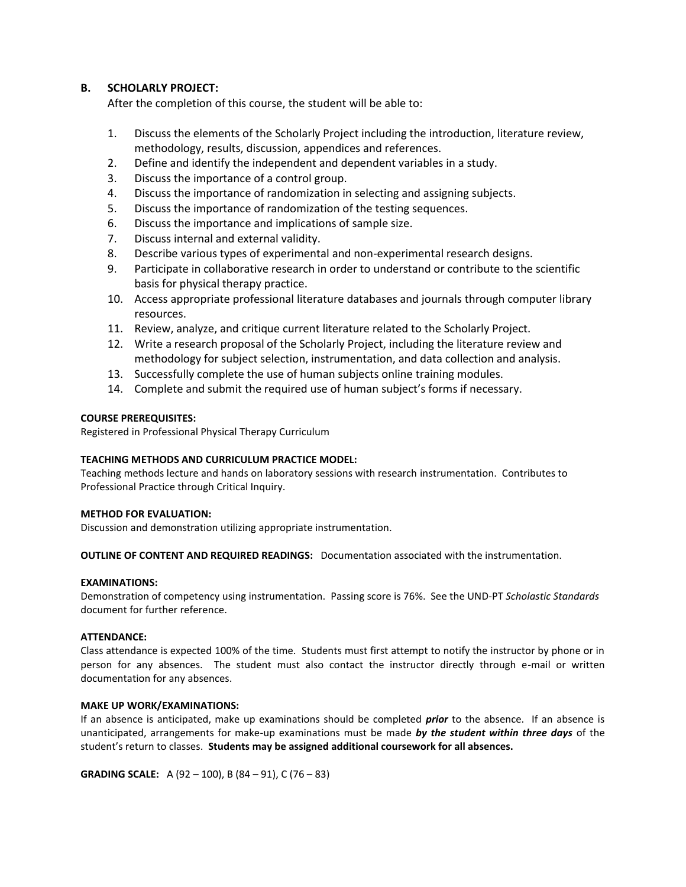### B. SCHOLARLY PROJECT:

After the completion of this course, the student will be able to:

1. Discuss the elements of the Scholarly Project including the introduction, literature review, methodology, results, discussion, appendices and references.
2. Define and identify the independent and dependent variables in a study.
3. Discuss the importance of a control group.
4. Discuss the importance of randomization in selecting and assigning subjects.
5. Discuss the importance of randomization of the testing sequences.
6. Discuss the importance and implications of sample size.
7. Discuss internal and external validity.
8. Describe various types of experimental and non-experimental research designs.
9. Participate in collaborative research in order to understand or contribute to the scientific basis for physical therapy practice.
10. Access appropriate professional literature databases and journals through computer library resources.
11. Review, analyze, and critique current literature related to the Scholarly Project.
12. Write a research proposal of the Scholarly Project, including the literature review and methodology for subject selection, instrumentation, and data collection and analysis.
13. Successfully complete the use of human subjects online training modules.
14. Complete and submit the required use of human subject's forms if necessary.

**COURSE PREREQUISITES:**

Registered in Professional Physical Therapy Curriculum

**TEACHING METHODS AND CURRICULUM PRACTICE MODEL:**

Teaching methods lecture and hands on laboratory sessions with research instrumentation. Contributes to Professional Practice through Critical Inquiry.

**METHOD FOR EVALUATION:**

Discussion and demonstration utilizing appropriate instrumentation.

**OUTLINE OF CONTENT AND REQUIRED READINGS:** Documentation associated with the instrumentation.

**EXAMINATIONS:**

Demonstration of competency using instrumentation. Passing score is 76%. See the UND-PT *Scholastic Standards* document for further reference.

**ATTENDANCE:**

Class attendance is expected 100% of the time. Students must first attempt to notify the instructor by phone or in person for any absences. The student must also contact the instructor directly through e-mail or written documentation for any absences.

**MAKE UP WORK/EXAMINATIONS:**

If an absence is anticipated, make up examinations should be completed ***prior*** to the absence. If an absence is unanticipated, arrangements for make-up examinations must be made ***by the student within three days*** of the student's return to classes. **Students may be assigned additional coursework for all absences.**

**GRADING SCALE:** A (92 – 100), B (84 – 91), C (76 – 83)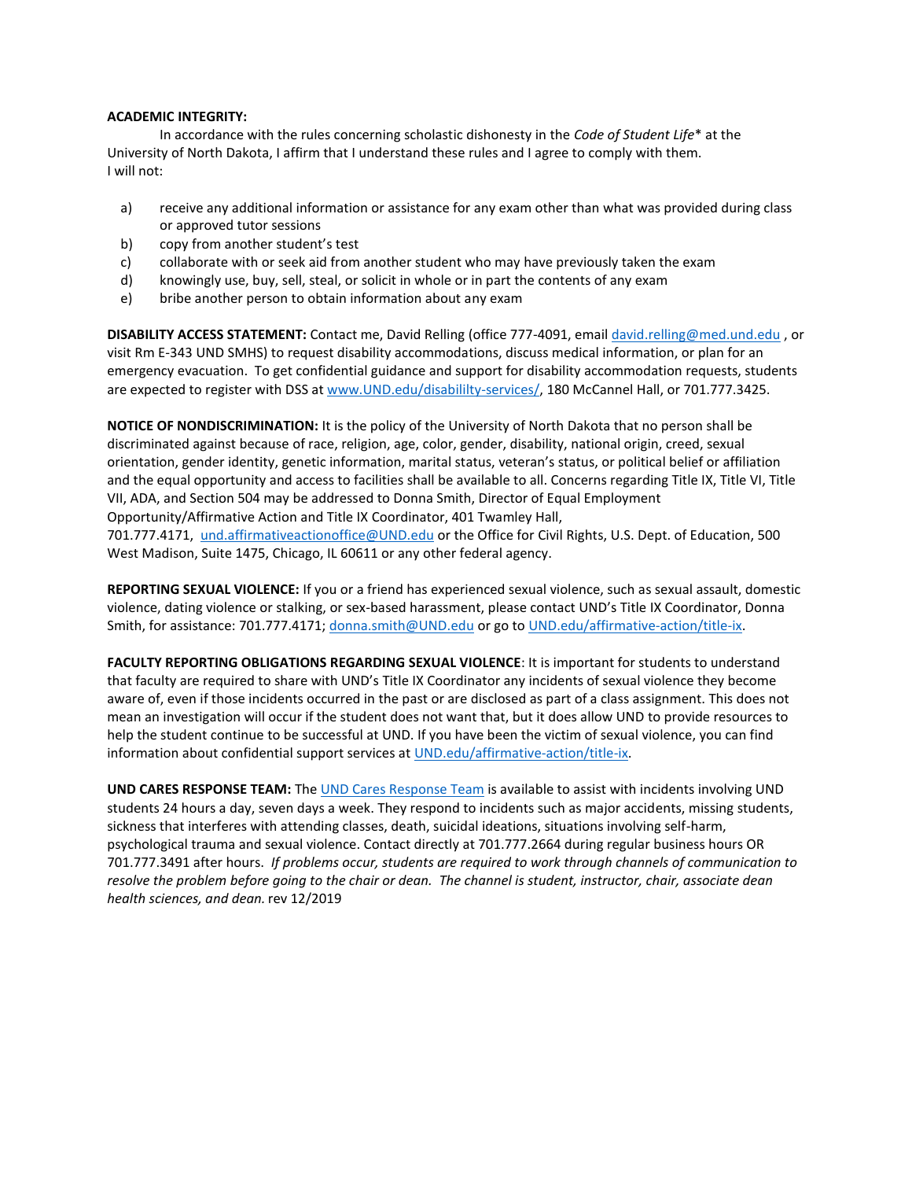**ACADEMIC INTEGRITY:**

In accordance with the rules concerning scholastic dishonesty in the *Code of Student Life** at the University of North Dakota, I affirm that I understand these rules and I agree to comply with them. I will not:

a) receive any additional information or assistance for any exam other than what was provided during class or approved tutor sessions
b) copy from another student's test
c) collaborate with or seek aid from another student who may have previously taken the exam
d) knowingly use, buy, sell, steal, or solicit in whole or in part the contents of any exam
e) bribe another person to obtain information about any exam

**DISABILITY ACCESS STATEMENT:** Contact me, David Relling (office 777-4091, email david.relling@med.und.edu , or visit Rm E-343 UND SMHS) to request disability accommodations, discuss medical information, or plan for an emergency evacuation. To get confidential guidance and support for disability accommodation requests, students are expected to register with DSS at www.UND.edu/disabililty-services/, 180 McCannel Hall, or 701.777.3425.

**NOTICE OF NONDISCRIMINATION:** It is the policy of the University of North Dakota that no person shall be discriminated against because of race, religion, age, color, gender, disability, national origin, creed, sexual orientation, gender identity, genetic information, marital status, veteran's status, or political belief or affiliation and the equal opportunity and access to facilities shall be available to all. Concerns regarding Title IX, Title VI, Title VII, ADA, and Section 504 may be addressed to Donna Smith, Director of Equal Employment Opportunity/Affirmative Action and Title IX Coordinator, 401 Twamley Hall, 701.777.4171, und.affirmativeactionoffice@UND.edu or the Office for Civil Rights, U.S. Dept. of Education, 500 West Madison, Suite 1475, Chicago, IL 60611 or any other federal agency.

**REPORTING SEXUAL VIOLENCE:** If you or a friend has experienced sexual violence, such as sexual assault, domestic violence, dating violence or stalking, or sex-based harassment, please contact UND's Title IX Coordinator, Donna Smith, for assistance: 701.777.4171; donna.smith@UND.edu or go to UND.edu/affirmative-action/title-ix.

**FACULTY REPORTING OBLIGATIONS REGARDING SEXUAL VIOLENCE**: It is important for students to understand that faculty are required to share with UND's Title IX Coordinator any incidents of sexual violence they become aware of, even if those incidents occurred in the past or are disclosed as part of a class assignment. This does not mean an investigation will occur if the student does not want that, but it does allow UND to provide resources to help the student continue to be successful at UND. If you have been the victim of sexual violence, you can find information about confidential support services at UND.edu/affirmative-action/title-ix.

**UND CARES RESPONSE TEAM:** The UND Cares Response Team is available to assist with incidents involving UND students 24 hours a day, seven days a week. They respond to incidents such as major accidents, missing students, sickness that interferes with attending classes, death, suicidal ideations, situations involving self-harm, psychological trauma and sexual violence. Contact directly at 701.777.2664 during regular business hours OR 701.777.3491 after hours. *If problems occur, students are required to work through channels of communication to resolve the problem before going to the chair or dean. The channel is student, instructor, chair, associate dean health sciences, and dean.* rev 12/2019